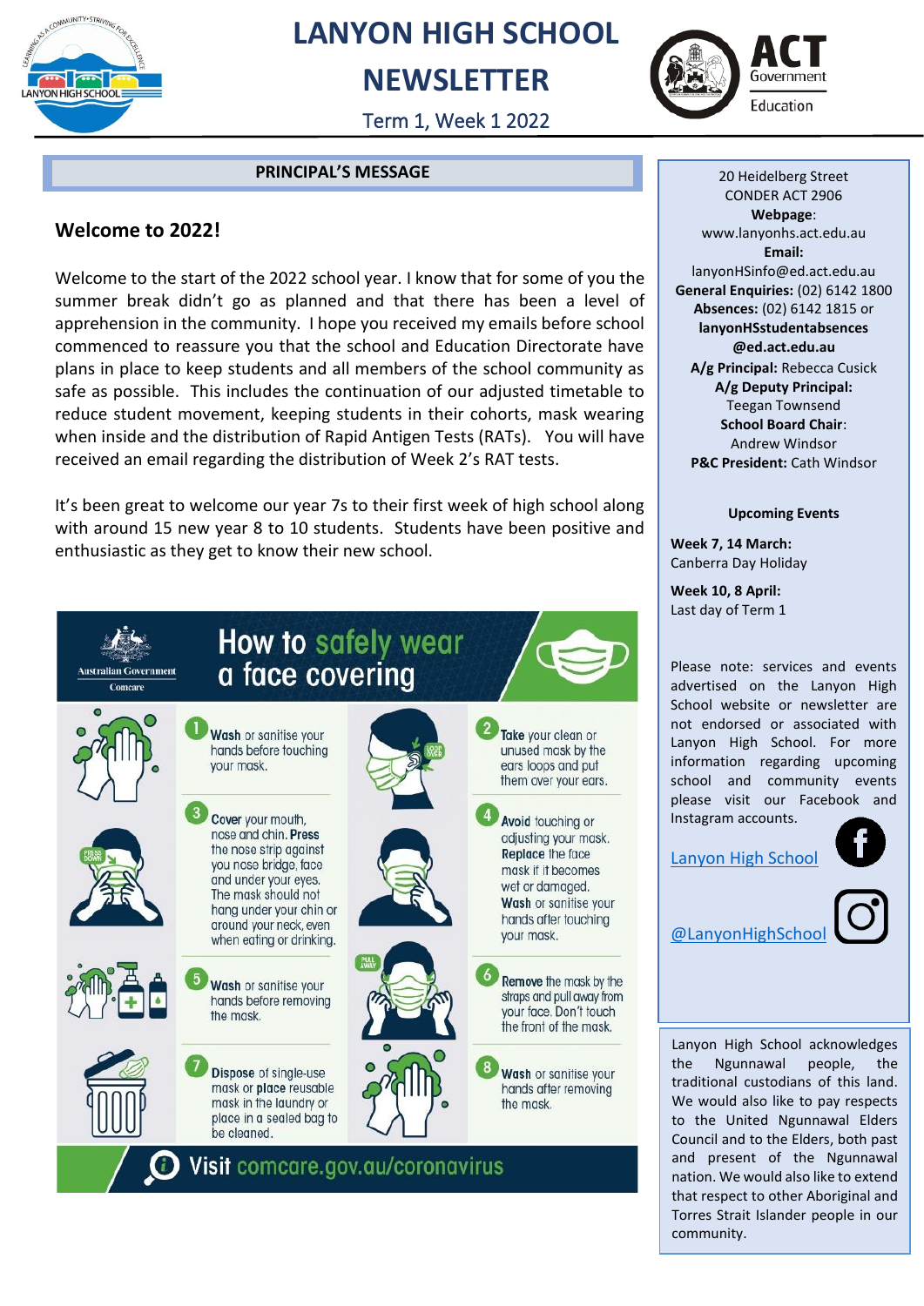# LANYON HIGH SCHOOL NEWSLETTER

Term 1, Week 1 2022

## PRINCIPAL'S MESSAGE

### Welcome to 2022!

Welcome to the start of the 2022 school year. I know that for some of you the summer break didn't go as planned and that there has been a level of apprehension in the community. I hope you received my emails before school commenced to reassure you that the school and Education Directorate have plans in place to keep students and all members of the school community as safe as possible. This includes the continuation of our adjusted timetable to reduce student movement, keeping students in their cohorts, mask wearing when inside and the distribution of Rapid Antigen Tests (RATs). You will have received an email regarding the distribution of Week 2's RAT tests.

It's been great to welcome our year 7s to their first week of high school along with around 15 new year 8 to 10 students. Students have been positive and enthusiastic as they get to know their new school.

### How to safely wear a face covering

Australian Government – Comcare

1. **Wash** or sanitise your hands before touching your mask.
2. **Take** your clean or unused mask by the ears loops and put them over your ears.
3. **Cover** your mouth, nose and chin. **Press** the nose strip against you nose bridge, face and under your eyes. The mask should not hang under your chin or around your neck, even when eating or drinking.
4. **Avoid** touching or adjusting your mask. **Replace** the face mask if it becomes wet or damaged. **Wash** or sanitise your hands after touching your mask.
5. **Wash** or sanitise your hands before removing the mask.
6. **Remove** the mask by the straps and pull away from your face. Don't touch the front of the mask.
7. **Dispose** of single-use mask or **place** reusable mask in the laundry or place in a sealed bag to be cleaned.
8. **Wash** or sanitise your hands after removing the mask.

Visit comcare.gov.au/coronavirus

---

20 Heidelberg Street
CONDER ACT 2906

**Webpage**:
www.lanyonhs.act.edu.au

**Email:**
lanyonHSinfo@ed.act.edu.au

**General Enquiries:** (02) 6142 1800

**Absences:** (02) 6142 1815 or **lanyonHSstudentabsences@ed.act.edu.au**

**A/g Principal:** Rebecca Cusick

**A/g Deputy Principal:** Teegan Townsend

**School Board Chair**: Andrew Windsor

**P&C President:** Cath Windsor

**Upcoming Events**

**Week 7, 14 March:**
Canberra Day Holiday

**Week 10, 8 April:**
Last day of Term 1

Please note: services and events advertised on the Lanyon High School website or newsletter are not endorsed or associated with Lanyon High School. For more information regarding upcoming school and community events please visit our Facebook and Instagram accounts.

Lanyon High School

@LanyonHighSchool

Lanyon High School acknowledges the Ngunnawal people, the traditional custodians of this land. We would also like to pay respects to the United Ngunnawal Elders Council and to the Elders, both past and present of the Ngunnawal nation. We would also like to extend that respect to other Aboriginal and Torres Strait Islander people in our community.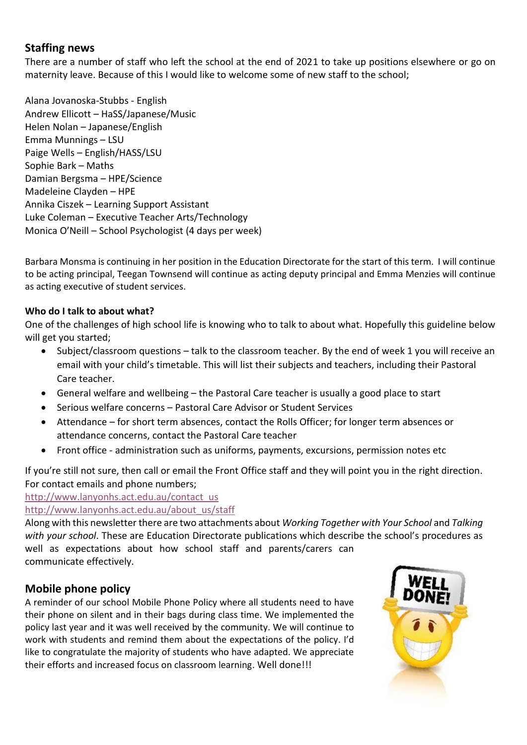## Staffing news

There are a number of staff who left the school at the end of 2021 to take up positions elsewhere or go on maternity leave. Because of this I would like to welcome some of new staff to the school;

Alana Jovanoska-Stubbs - English
Andrew Ellicott – HaSS/Japanese/Music
Helen Nolan – Japanese/English
Emma Munnings – LSU
Paige Wells – English/HASS/LSU
Sophie Bark – Maths
Damian Bergsma – HPE/Science
Madeleine Clayden – HPE
Annika Ciszek – Learning Support Assistant
Luke Coleman – Executive Teacher Arts/Technology
Monica O'Neill – School Psychologist (4 days per week)

Barbara Monsma is continuing in her position in the Education Directorate for the start of this term. I will continue to be acting principal, Teegan Townsend will continue as acting deputy principal and Emma Menzies will continue as acting executive of student services.

### Who do I talk to about what?

One of the challenges of high school life is knowing who to talk to about what. Hopefully this guideline below will get you started;

- Subject/classroom questions – talk to the classroom teacher. By the end of week 1 you will receive an email with your child's timetable. This will list their subjects and teachers, including their Pastoral Care teacher.
- General welfare and wellbeing – the Pastoral Care teacher is usually a good place to start
- Serious welfare concerns – Pastoral Care Advisor or Student Services
- Attendance – for short term absences, contact the Rolls Officer; for longer term absences or attendance concerns, contact the Pastoral Care teacher
- Front office - administration such as uniforms, payments, excursions, permission notes etc

If you're still not sure, then call or email the Front Office staff and they will point you in the right direction. For contact emails and phone numbers;

http://www.lanyonhs.act.edu.au/contact_us
http://www.lanyonhs.act.edu.au/about_us/staff

Along with this newsletter there are two attachments about *Working Together with Your School* and *Talking with your school*. These are Education Directorate publications which describe the school's procedures as well as expectations about how school staff and parents/carers can communicate effectively.

## Mobile phone policy

A reminder of our school Mobile Phone Policy where all students need to have their phone on silent and in their bags during class time. We implemented the policy last year and it was well received by the community. We will continue to work with students and remind them about the expectations of the policy. I'd like to congratulate the majority of students who have adapted. We appreciate their efforts and increased focus on classroom learning. Well done!!!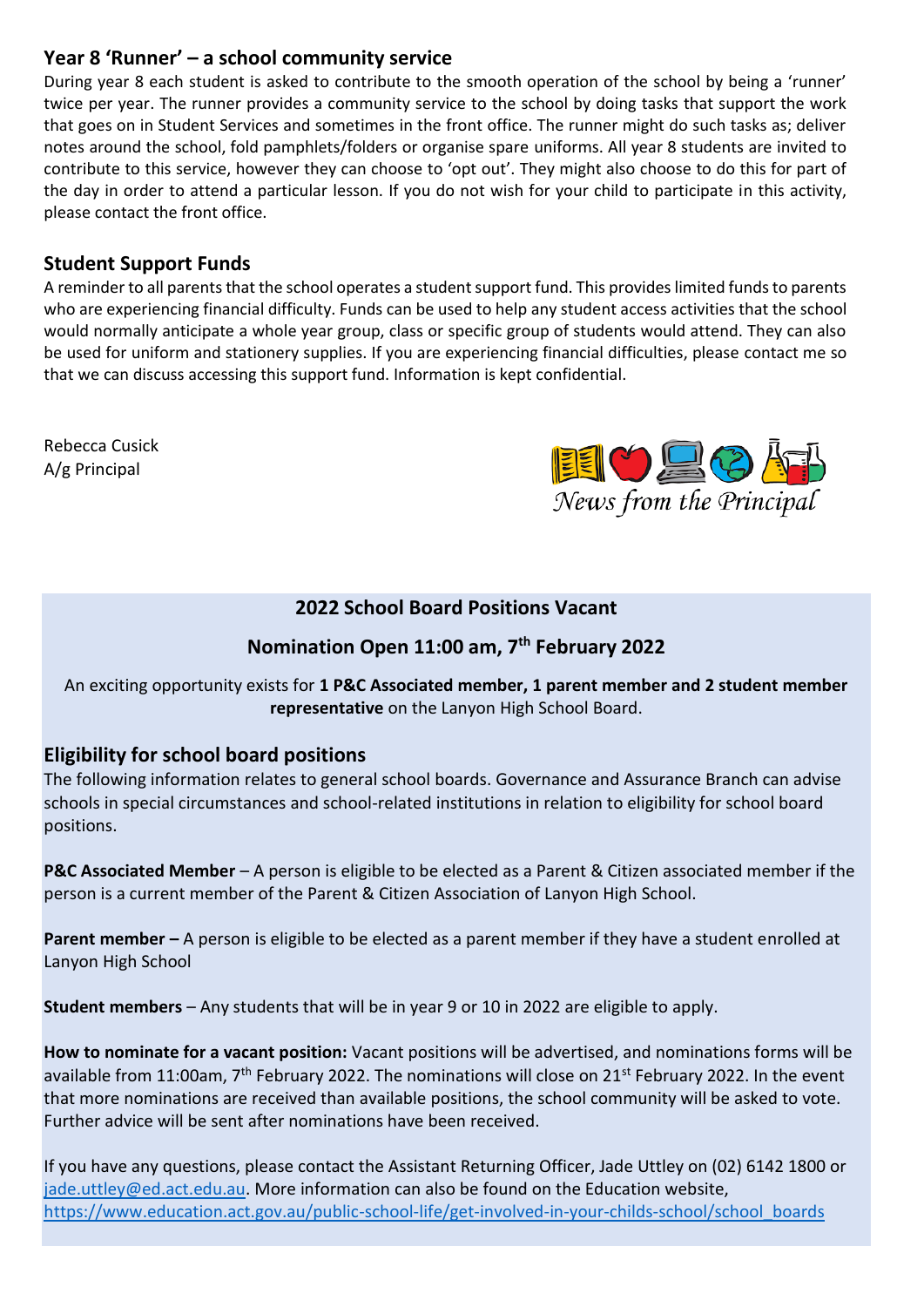## Year 8 'Runner' – a school community service

During year 8 each student is asked to contribute to the smooth operation of the school by being a 'runner' twice per year. The runner provides a community service to the school by doing tasks that support the work that goes on in Student Services and sometimes in the front office. The runner might do such tasks as; deliver notes around the school, fold pamphlets/folders or organise spare uniforms. All year 8 students are invited to contribute to this service, however they can choose to 'opt out'. They might also choose to do this for part of the day in order to attend a particular lesson. If you do not wish for your child to participate in this activity, please contact the front office.

## Student Support Funds

A reminder to all parents that the school operates a student support fund. This provides limited funds to parents who are experiencing financial difficulty. Funds can be used to help any student access activities that the school would normally anticipate a whole year group, class or specific group of students would attend. They can also be used for uniform and stationery supplies. If you are experiencing financial difficulties, please contact me so that we can discuss accessing this support fund. Information is kept confidential.

Rebecca Cusick
A/g Principal

*News from the Principal*

### 2022 School Board Positions Vacant

### Nomination Open 11:00 am, 7th February 2022

An exciting opportunity exists for **1 P&C Associated member, 1 parent member and 2 student member representative** on the Lanyon High School Board.

## Eligibility for school board positions

The following information relates to general school boards. Governance and Assurance Branch can advise schools in special circumstances and school-related institutions in relation to eligibility for school board positions.

**P&C Associated Member** – A person is eligible to be elected as a Parent & Citizen associated member if the person is a current member of the Parent & Citizen Association of Lanyon High School.

**Parent member –** A person is eligible to be elected as a parent member if they have a student enrolled at Lanyon High School

**Student members** – Any students that will be in year 9 or 10 in 2022 are eligible to apply.

**How to nominate for a vacant position:** Vacant positions will be advertised, and nominations forms will be available from 11:00am, 7th February 2022. The nominations will close on 21st February 2022. In the event that more nominations are received than available positions, the school community will be asked to vote. Further advice will be sent after nominations have been received.

If you have any questions, please contact the Assistant Returning Officer, Jade Uttley on (02) 6142 1800 or jade.uttley@ed.act.edu.au. More information can also be found on the Education website, https://www.education.act.gov.au/public-school-life/get-involved-in-your-childs-school/school_boards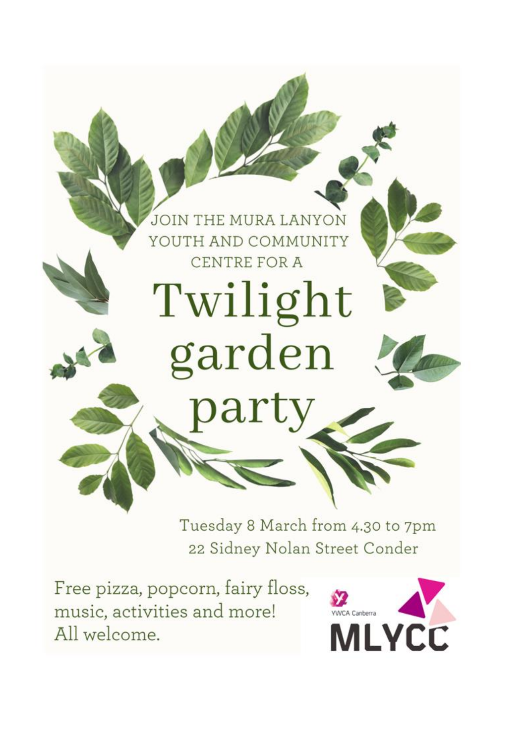JOIN THE MURA LANYON YOUTH AND COMMUNITY CENTRE FOR A

# Twilight garden party

Tuesday 8 March from 4.30 to 7pm
22 Sidney Nolan Street Conder

Free pizza, popcorn, fairy floss, music, activities and more!
All welcome.

YWCA Canberra

MLYCC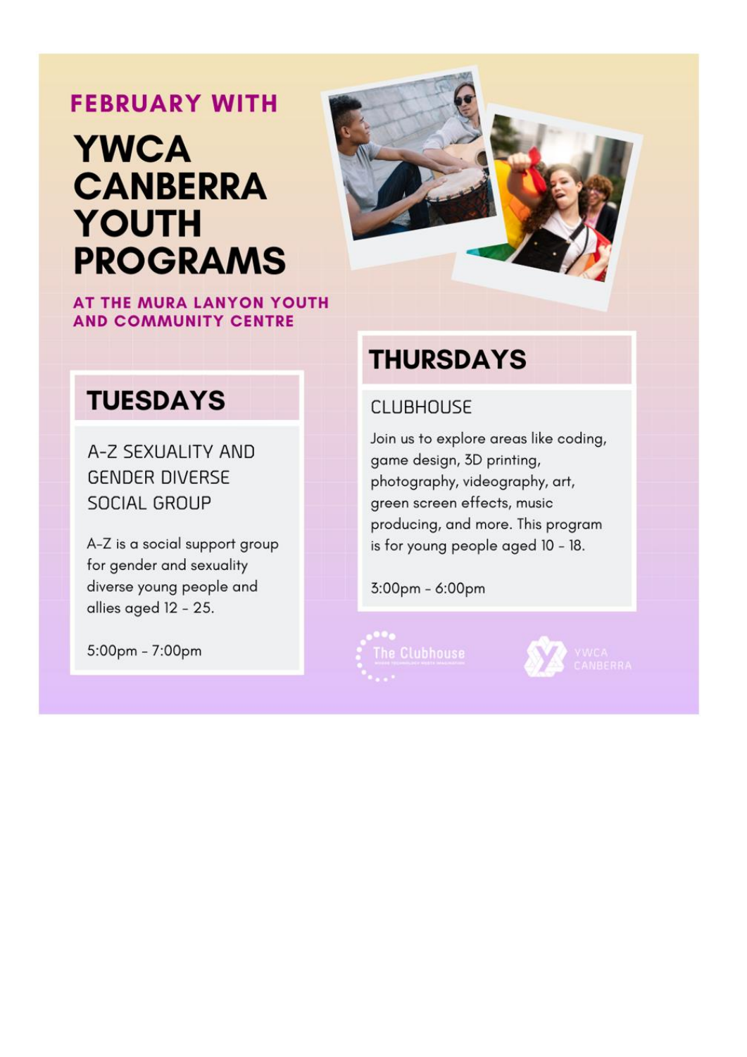FEBRUARY WITH

# YWCA CANBERRA YOUTH PROGRAMS

AT THE MURA LANYON YOUTH AND COMMUNITY CENTRE

## TUESDAYS

### A-Z SEXUALITY AND GENDER DIVERSE SOCIAL GROUP

A-Z is a social support group for gender and sexuality diverse young people and allies aged 12 - 25.

5:00pm - 7:00pm

## THURSDAYS

### CLUBHOUSE

Join us to explore areas like coding, game design, 3D printing, photography, videography, art, green screen effects, music producing, and more. This program is for young people aged 10 - 18.

3:00pm - 6:00pm

The Clubhouse

YWCA CANBERRA